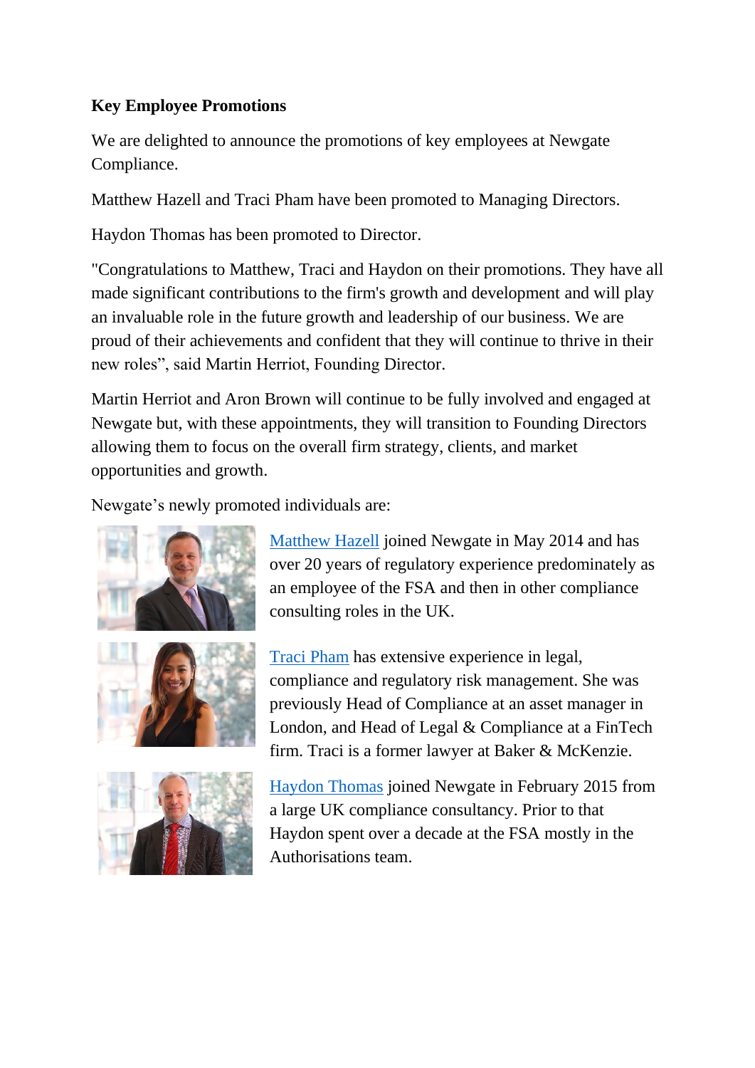**Key Employee Promotions**

We are delighted to announce the promotions of key employees at Newgate Compliance.

Matthew Hazell and Traci Pham have been promoted to Managing Directors.

Haydon Thomas has been promoted to Director.

"Congratulations to Matthew, Traci and Haydon on their promotions. They have all made significant contributions to the firm's growth and development and will play an invaluable role in the future growth and leadership of our business. We are proud of their achievements and confident that they will continue to thrive in their new roles", said Martin Herriot, Founding Director.

Martin Herriot and Aron Brown will continue to be fully involved and engaged at Newgate but, with these appointments, they will transition to Founding Directors allowing them to focus on the overall firm strategy, clients, and market opportunities and growth.

Newgate's newly promoted individuals are:

Matthew Hazell joined Newgate in May 2014 and has over 20 years of regulatory experience predominately as an employee of the FSA and then in other compliance consulting roles in the UK.

Traci Pham has extensive experience in legal, compliance and regulatory risk management. She was previously Head of Compliance at an asset manager in London, and Head of Legal & Compliance at a FinTech firm. Traci is a former lawyer at Baker & McKenzie.

Haydon Thomas joined Newgate in February 2015 from a large UK compliance consultancy. Prior to that Haydon spent over a decade at the FSA mostly in the Authorisations team.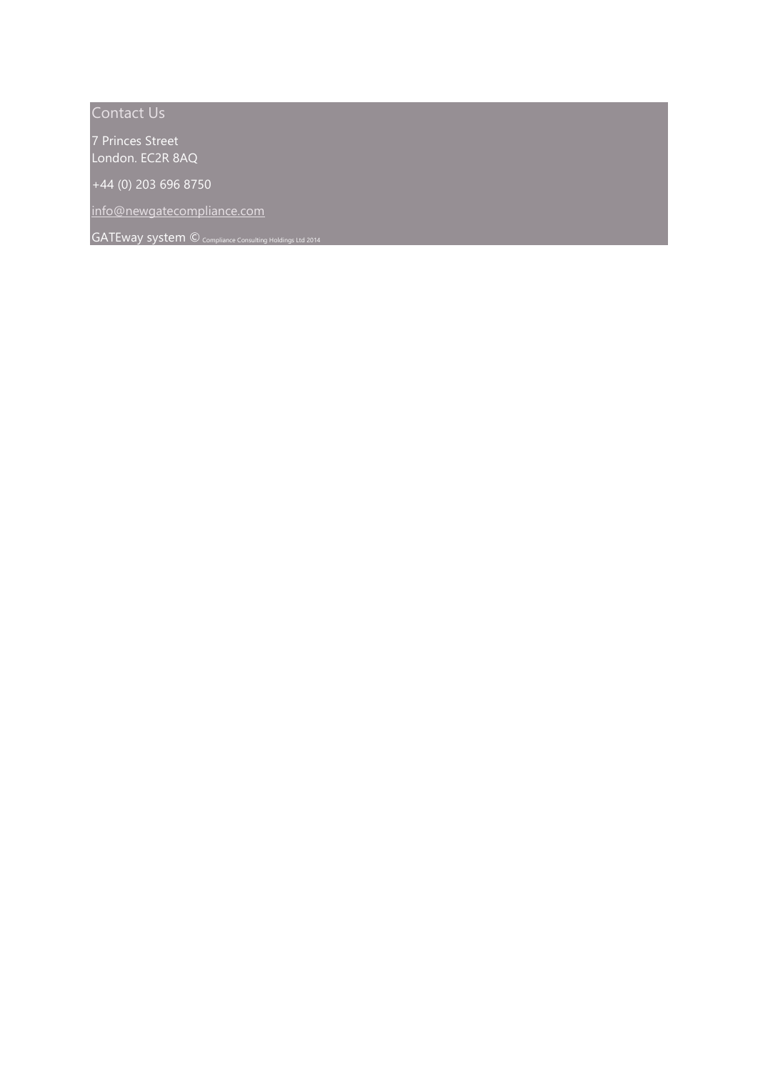## Contact Us

7 Princes Street
London. EC2R 8AQ

+44 (0) 203 696 8750

info@newgatecompliance.com

GATEway system © Compliance Consulting Holdings Ltd 2014